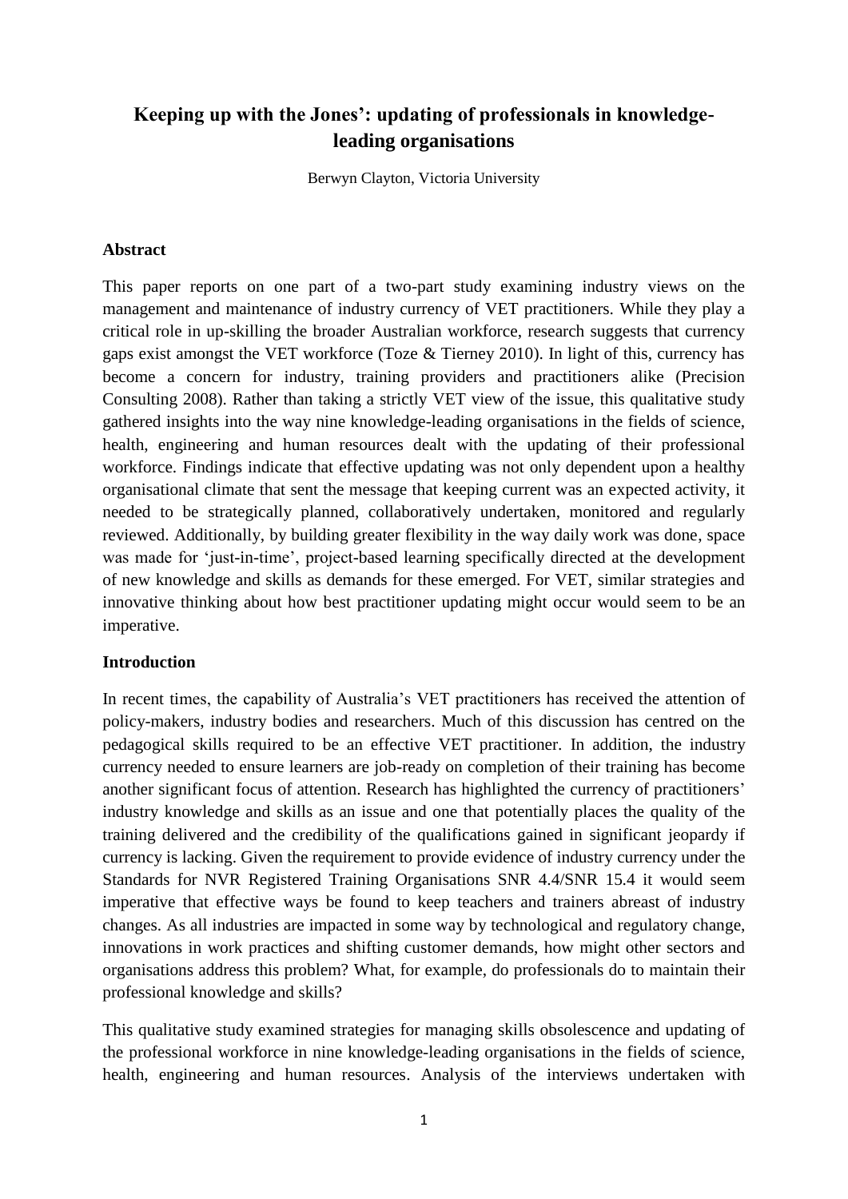# Keeping up with the Jones': updating of professionals in knowledge-leading organisations

Berwyn Clayton, Victoria University

## Abstract

This paper reports on one part of a two-part study examining industry views on the management and maintenance of industry currency of VET practitioners. While they play a critical role in up-skilling the broader Australian workforce, research suggests that currency gaps exist amongst the VET workforce (Toze & Tierney 2010). In light of this, currency has become a concern for industry, training providers and practitioners alike (Precision Consulting 2008). Rather than taking a strictly VET view of the issue, this qualitative study gathered insights into the way nine knowledge-leading organisations in the fields of science, health, engineering and human resources dealt with the updating of their professional workforce. Findings indicate that effective updating was not only dependent upon a healthy organisational climate that sent the message that keeping current was an expected activity, it needed to be strategically planned, collaboratively undertaken, monitored and regularly reviewed. Additionally, by building greater flexibility in the way daily work was done, space was made for 'just-in-time', project-based learning specifically directed at the development of new knowledge and skills as demands for these emerged. For VET, similar strategies and innovative thinking about how best practitioner updating might occur would seem to be an imperative.

## Introduction

In recent times, the capability of Australia's VET practitioners has received the attention of policy-makers, industry bodies and researchers. Much of this discussion has centred on the pedagogical skills required to be an effective VET practitioner. In addition, the industry currency needed to ensure learners are job-ready on completion of their training has become another significant focus of attention. Research has highlighted the currency of practitioners' industry knowledge and skills as an issue and one that potentially places the quality of the training delivered and the credibility of the qualifications gained in significant jeopardy if currency is lacking. Given the requirement to provide evidence of industry currency under the Standards for NVR Registered Training Organisations SNR 4.4/SNR 15.4 it would seem imperative that effective ways be found to keep teachers and trainers abreast of industry changes. As all industries are impacted in some way by technological and regulatory change, innovations in work practices and shifting customer demands, how might other sectors and organisations address this problem? What, for example, do professionals do to maintain their professional knowledge and skills?

This qualitative study examined strategies for managing skills obsolescence and updating of the professional workforce in nine knowledge-leading organisations in the fields of science, health, engineering and human resources. Analysis of the interviews undertaken with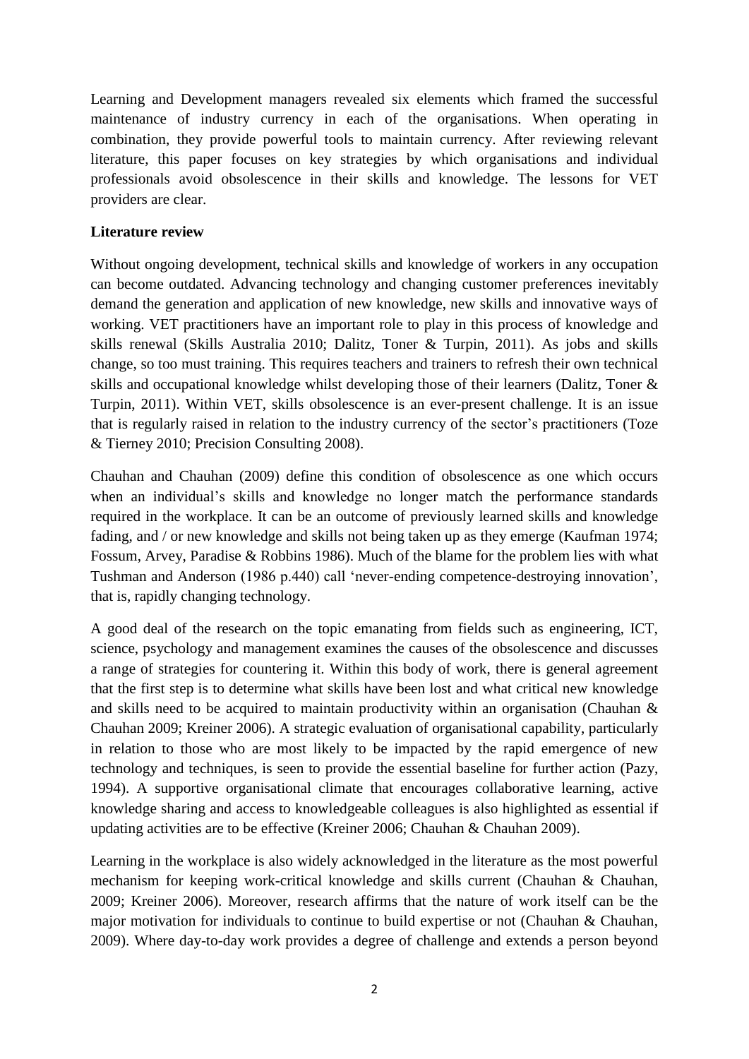Learning and Development managers revealed six elements which framed the successful maintenance of industry currency in each of the organisations. When operating in combination, they provide powerful tools to maintain currency. After reviewing relevant literature, this paper focuses on key strategies by which organisations and individual professionals avoid obsolescence in their skills and knowledge. The lessons for VET providers are clear.

## Literature review

Without ongoing development, technical skills and knowledge of workers in any occupation can become outdated. Advancing technology and changing customer preferences inevitably demand the generation and application of new knowledge, new skills and innovative ways of working. VET practitioners have an important role to play in this process of knowledge and skills renewal (Skills Australia 2010; Dalitz, Toner & Turpin, 2011). As jobs and skills change, so too must training. This requires teachers and trainers to refresh their own technical skills and occupational knowledge whilst developing those of their learners (Dalitz, Toner & Turpin, 2011). Within VET, skills obsolescence is an ever-present challenge. It is an issue that is regularly raised in relation to the industry currency of the sector's practitioners (Toze & Tierney 2010; Precision Consulting 2008).

Chauhan and Chauhan (2009) define this condition of obsolescence as one which occurs when an individual's skills and knowledge no longer match the performance standards required in the workplace. It can be an outcome of previously learned skills and knowledge fading, and / or new knowledge and skills not being taken up as they emerge (Kaufman 1974; Fossum, Arvey, Paradise & Robbins 1986). Much of the blame for the problem lies with what Tushman and Anderson (1986 p.440) call 'never-ending competence-destroying innovation', that is, rapidly changing technology.

A good deal of the research on the topic emanating from fields such as engineering, ICT, science, psychology and management examines the causes of the obsolescence and discusses a range of strategies for countering it. Within this body of work, there is general agreement that the first step is to determine what skills have been lost and what critical new knowledge and skills need to be acquired to maintain productivity within an organisation (Chauhan & Chauhan 2009; Kreiner 2006). A strategic evaluation of organisational capability, particularly in relation to those who are most likely to be impacted by the rapid emergence of new technology and techniques, is seen to provide the essential baseline for further action (Pazy, 1994). A supportive organisational climate that encourages collaborative learning, active knowledge sharing and access to knowledgeable colleagues is also highlighted as essential if updating activities are to be effective (Kreiner 2006; Chauhan & Chauhan 2009).

Learning in the workplace is also widely acknowledged in the literature as the most powerful mechanism for keeping work-critical knowledge and skills current (Chauhan & Chauhan, 2009; Kreiner 2006). Moreover, research affirms that the nature of work itself can be the major motivation for individuals to continue to build expertise or not (Chauhan & Chauhan, 2009). Where day-to-day work provides a degree of challenge and extends a person beyond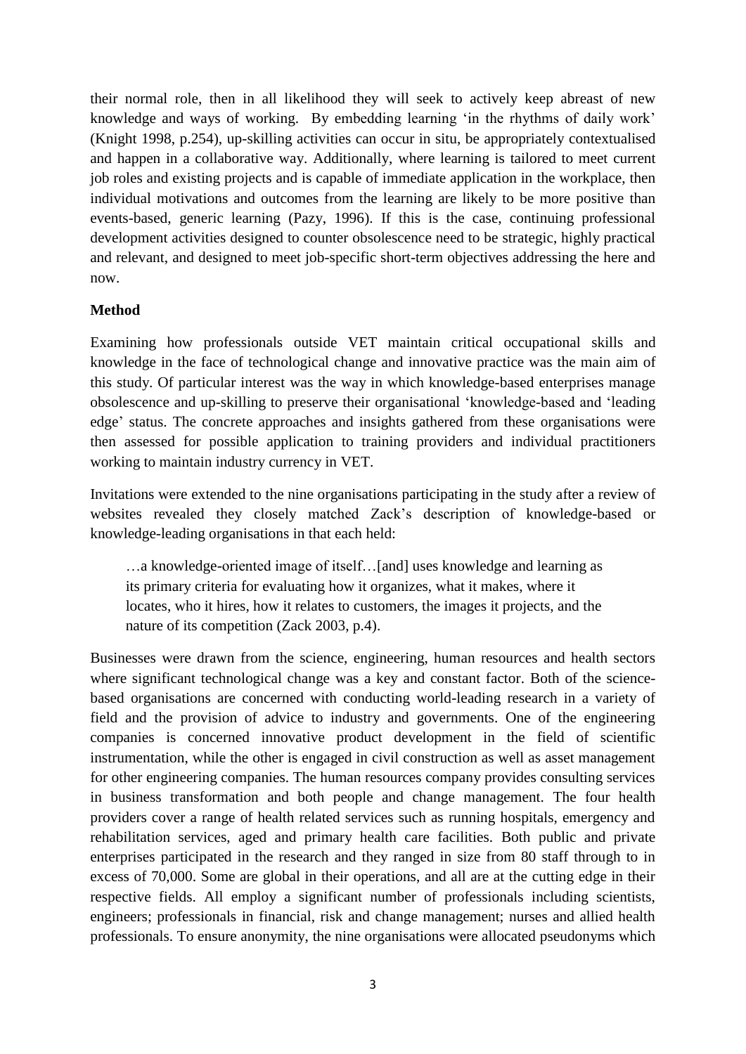their normal role, then in all likelihood they will seek to actively keep abreast of new knowledge and ways of working. By embedding learning 'in the rhythms of daily work' (Knight 1998, p.254), up-skilling activities can occur in situ, be appropriately contextualised and happen in a collaborative way. Additionally, where learning is tailored to meet current job roles and existing projects and is capable of immediate application in the workplace, then individual motivations and outcomes from the learning are likely to be more positive than events-based, generic learning (Pazy, 1996). If this is the case, continuing professional development activities designed to counter obsolescence need to be strategic, highly practical and relevant, and designed to meet job-specific short-term objectives addressing the here and now.

**Method**

Examining how professionals outside VET maintain critical occupational skills and knowledge in the face of technological change and innovative practice was the main aim of this study. Of particular interest was the way in which knowledge-based enterprises manage obsolescence and up-skilling to preserve their organisational 'knowledge-based and 'leading edge' status. The concrete approaches and insights gathered from these organisations were then assessed for possible application to training providers and individual practitioners working to maintain industry currency in VET.

Invitations were extended to the nine organisations participating in the study after a review of websites revealed they closely matched Zack's description of knowledge-based or knowledge-leading organisations in that each held:

> …a knowledge-oriented image of itself…[and] uses knowledge and learning as its primary criteria for evaluating how it organizes, what it makes, where it locates, who it hires, how it relates to customers, the images it projects, and the nature of its competition (Zack 2003, p.4).

Businesses were drawn from the science, engineering, human resources and health sectors where significant technological change was a key and constant factor. Both of the science-based organisations are concerned with conducting world-leading research in a variety of field and the provision of advice to industry and governments. One of the engineering companies is concerned innovative product development in the field of scientific instrumentation, while the other is engaged in civil construction as well as asset management for other engineering companies. The human resources company provides consulting services in business transformation and both people and change management. The four health providers cover a range of health related services such as running hospitals, emergency and rehabilitation services, aged and primary health care facilities. Both public and private enterprises participated in the research and they ranged in size from 80 staff through to in excess of 70,000. Some are global in their operations, and all are at the cutting edge in their respective fields. All employ a significant number of professionals including scientists, engineers; professionals in financial, risk and change management; nurses and allied health professionals. To ensure anonymity, the nine organisations were allocated pseudonyms which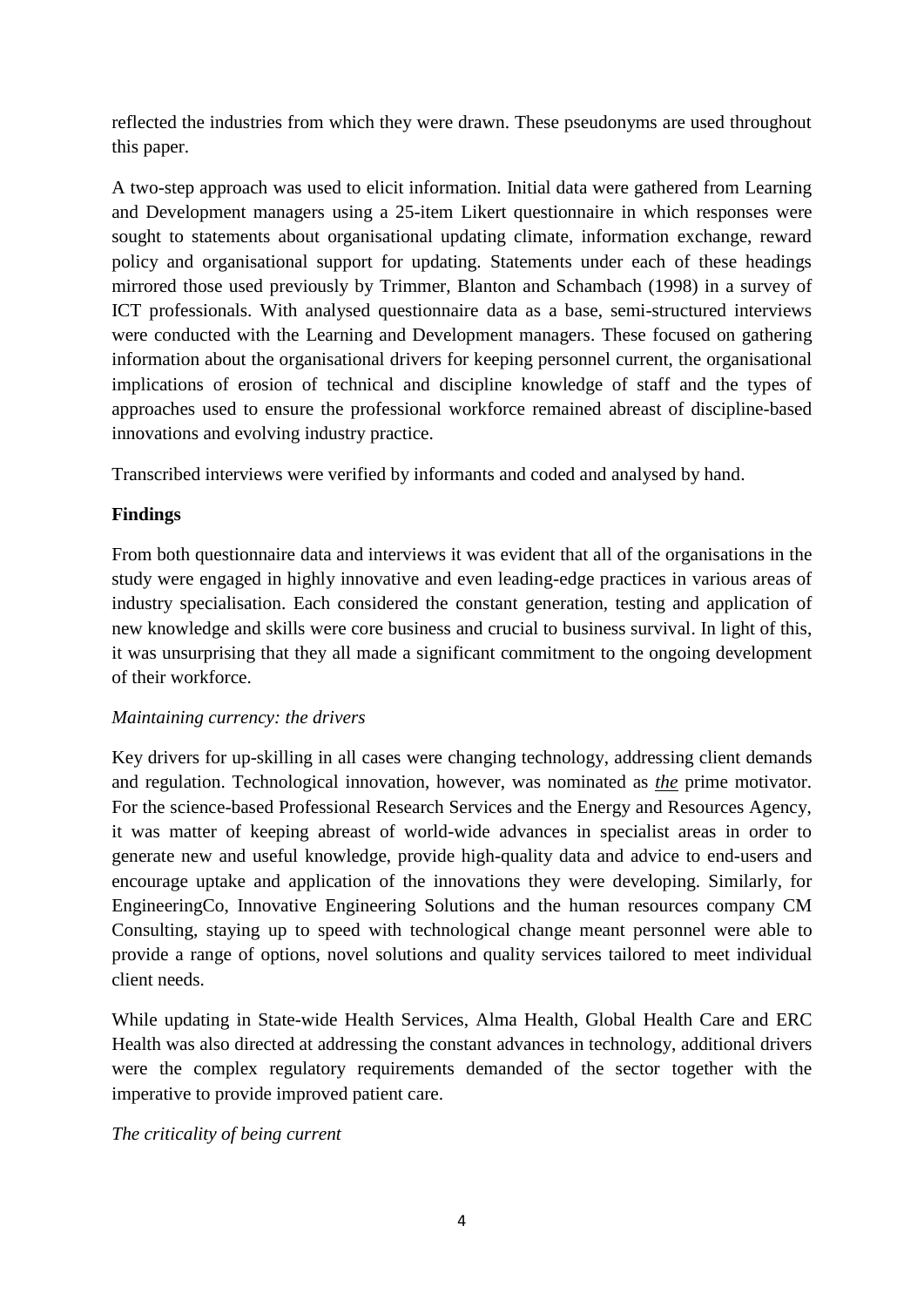reflected the industries from which they were drawn. These pseudonyms are used throughout this paper.

A two-step approach was used to elicit information. Initial data were gathered from Learning and Development managers using a 25-item Likert questionnaire in which responses were sought to statements about organisational updating climate, information exchange, reward policy and organisational support for updating. Statements under each of these headings mirrored those used previously by Trimmer, Blanton and Schambach (1998) in a survey of ICT professionals. With analysed questionnaire data as a base, semi-structured interviews were conducted with the Learning and Development managers. These focused on gathering information about the organisational drivers for keeping personnel current, the organisational implications of erosion of technical and discipline knowledge of staff and the types of approaches used to ensure the professional workforce remained abreast of discipline-based innovations and evolving industry practice.

Transcribed interviews were verified by informants and coded and analysed by hand.

## Findings

From both questionnaire data and interviews it was evident that all of the organisations in the study were engaged in highly innovative and even leading-edge practices in various areas of industry specialisation. Each considered the constant generation, testing and application of new knowledge and skills were core business and crucial to business survival. In light of this, it was unsurprising that they all made a significant commitment to the ongoing development of their workforce.

### *Maintaining currency: the drivers*

Key drivers for up-skilling in all cases were changing technology, addressing client demands and regulation. Technological innovation, however, was nominated as ***the*** prime motivator. For the science-based Professional Research Services and the Energy and Resources Agency, it was matter of keeping abreast of world-wide advances in specialist areas in order to generate new and useful knowledge, provide high-quality data and advice to end-users and encourage uptake and application of the innovations they were developing. Similarly, for EngineeringCo, Innovative Engineering Solutions and the human resources company CM Consulting, staying up to speed with technological change meant personnel were able to provide a range of options, novel solutions and quality services tailored to meet individual client needs.

While updating in State-wide Health Services, Alma Health, Global Health Care and ERC Health was also directed at addressing the constant advances in technology, additional drivers were the complex regulatory requirements demanded of the sector together with the imperative to provide improved patient care.

### *The criticality of being current*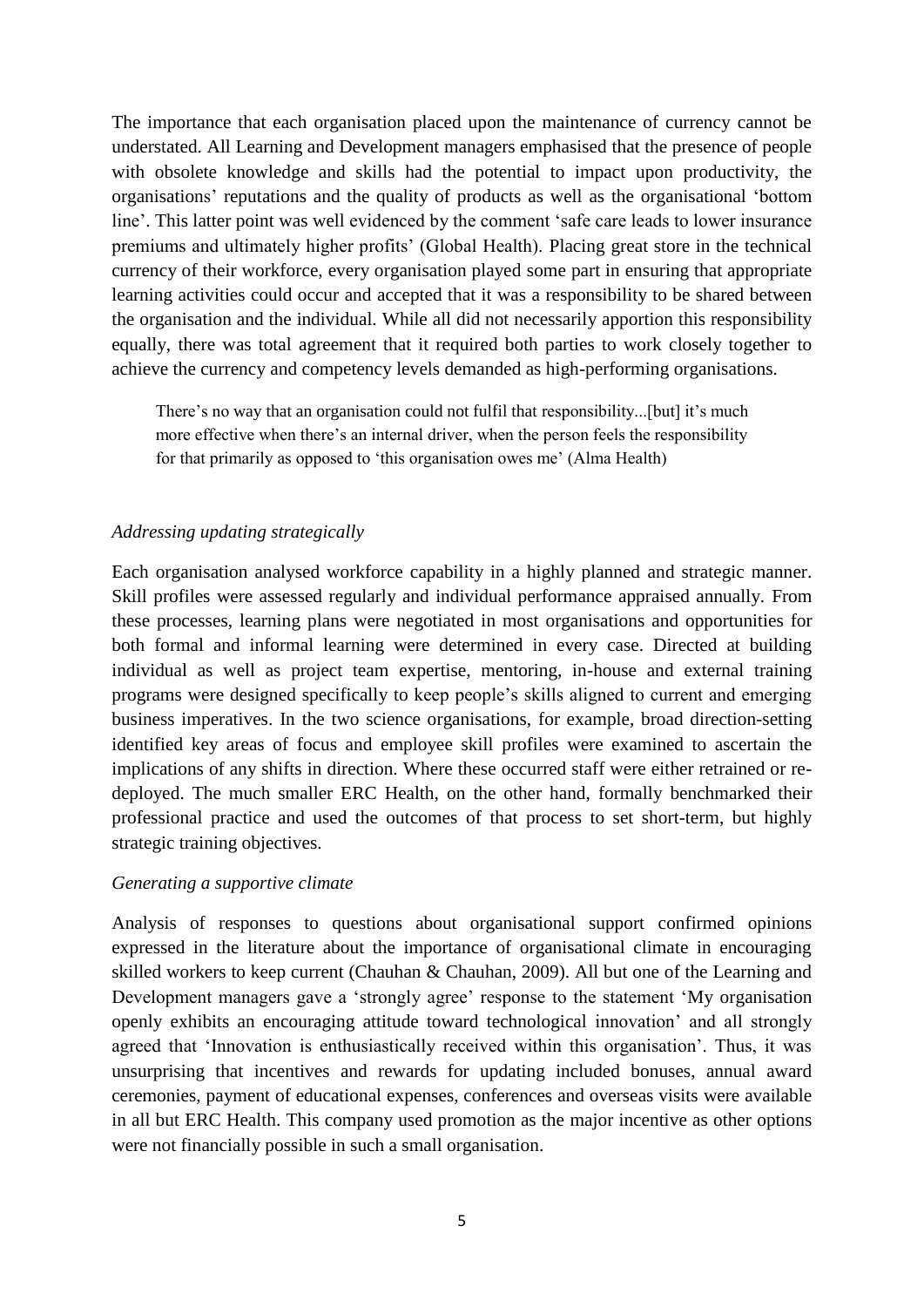The importance that each organisation placed upon the maintenance of currency cannot be understated. All Learning and Development managers emphasised that the presence of people with obsolete knowledge and skills had the potential to impact upon productivity, the organisations' reputations and the quality of products as well as the organisational 'bottom line'. This latter point was well evidenced by the comment 'safe care leads to lower insurance premiums and ultimately higher profits' (Global Health). Placing great store in the technical currency of their workforce, every organisation played some part in ensuring that appropriate learning activities could occur and accepted that it was a responsibility to be shared between the organisation and the individual. While all did not necessarily apportion this responsibility equally, there was total agreement that it required both parties to work closely together to achieve the currency and competency levels demanded as high-performing organisations.

> There's no way that an organisation could not fulfil that responsibility...[but] it's much more effective when there's an internal driver, when the person feels the responsibility for that primarily as opposed to 'this organisation owes me' (Alma Health)

*Addressing updating strategically*

Each organisation analysed workforce capability in a highly planned and strategic manner. Skill profiles were assessed regularly and individual performance appraised annually. From these processes, learning plans were negotiated in most organisations and opportunities for both formal and informal learning were determined in every case. Directed at building individual as well as project team expertise, mentoring, in-house and external training programs were designed specifically to keep people's skills aligned to current and emerging business imperatives. In the two science organisations, for example, broad direction-setting identified key areas of focus and employee skill profiles were examined to ascertain the implications of any shifts in direction. Where these occurred staff were either retrained or re-deployed. The much smaller ERC Health, on the other hand, formally benchmarked their professional practice and used the outcomes of that process to set short-term, but highly strategic training objectives.

*Generating a supportive climate*

Analysis of responses to questions about organisational support confirmed opinions expressed in the literature about the importance of organisational climate in encouraging skilled workers to keep current (Chauhan & Chauhan, 2009). All but one of the Learning and Development managers gave a 'strongly agree' response to the statement 'My organisation openly exhibits an encouraging attitude toward technological innovation' and all strongly agreed that 'Innovation is enthusiastically received within this organisation'. Thus, it was unsurprising that incentives and rewards for updating included bonuses, annual award ceremonies, payment of educational expenses, conferences and overseas visits were available in all but ERC Health. This company used promotion as the major incentive as other options were not financially possible in such a small organisation.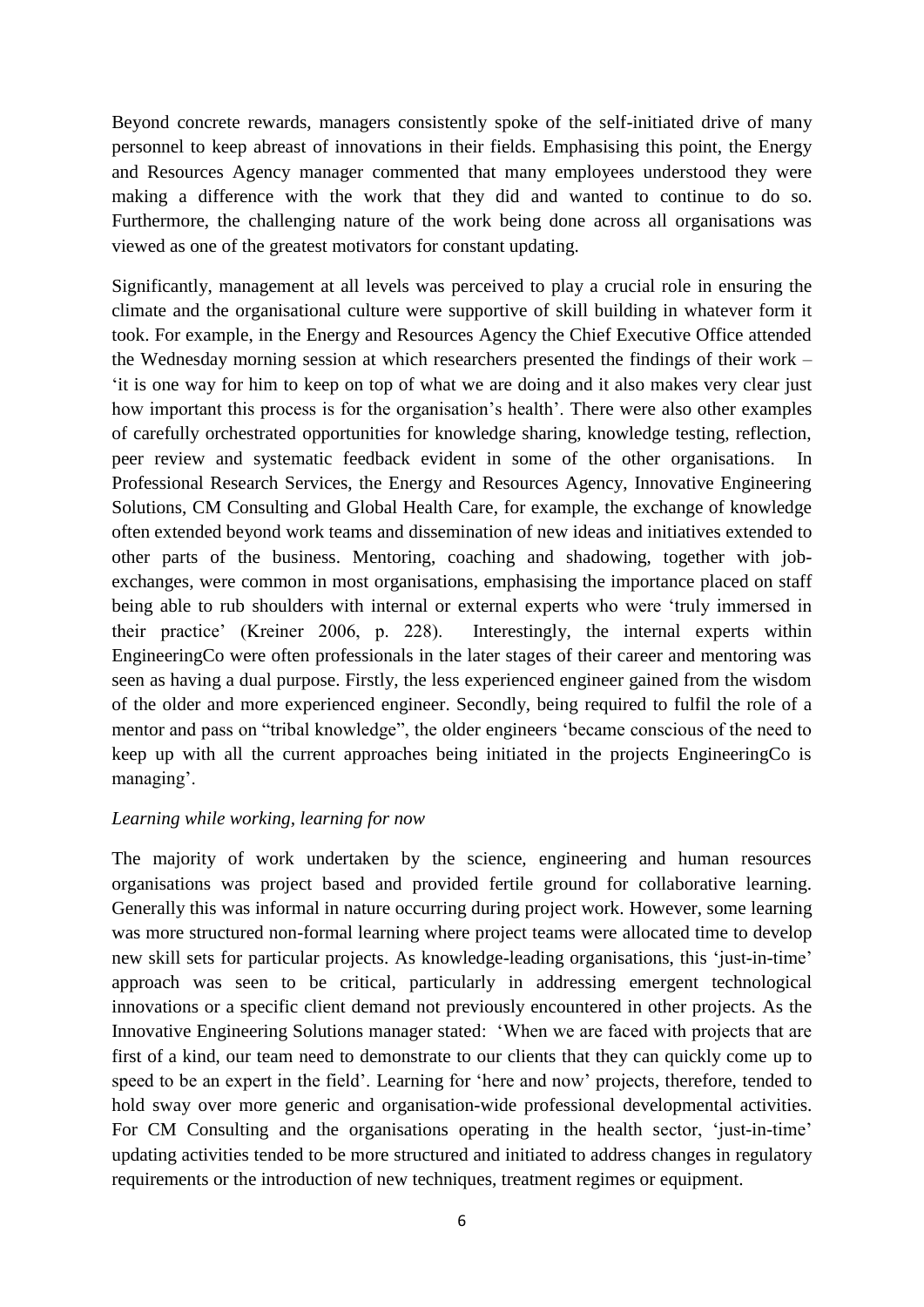Beyond concrete rewards, managers consistently spoke of the self-initiated drive of many personnel to keep abreast of innovations in their fields. Emphasising this point, the Energy and Resources Agency manager commented that many employees understood they were making a difference with the work that they did and wanted to continue to do so. Furthermore, the challenging nature of the work being done across all organisations was viewed as one of the greatest motivators for constant updating.

Significantly, management at all levels was perceived to play a crucial role in ensuring the climate and the organisational culture were supportive of skill building in whatever form it took. For example, in the Energy and Resources Agency the Chief Executive Office attended the Wednesday morning session at which researchers presented the findings of their work – 'it is one way for him to keep on top of what we are doing and it also makes very clear just how important this process is for the organisation's health'. There were also other examples of carefully orchestrated opportunities for knowledge sharing, knowledge testing, reflection, peer review and systematic feedback evident in some of the other organisations. In Professional Research Services, the Energy and Resources Agency, Innovative Engineering Solutions, CM Consulting and Global Health Care, for example, the exchange of knowledge often extended beyond work teams and dissemination of new ideas and initiatives extended to other parts of the business. Mentoring, coaching and shadowing, together with job-exchanges, were common in most organisations, emphasising the importance placed on staff being able to rub shoulders with internal or external experts who were 'truly immersed in their practice' (Kreiner 2006, p. 228). Interestingly, the internal experts within EngineeringCo were often professionals in the later stages of their career and mentoring was seen as having a dual purpose. Firstly, the less experienced engineer gained from the wisdom of the older and more experienced engineer. Secondly, being required to fulfil the role of a mentor and pass on "tribal knowledge", the older engineers 'became conscious of the need to keep up with all the current approaches being initiated in the projects EngineeringCo is managing'.

*Learning while working, learning for now*

The majority of work undertaken by the science, engineering and human resources organisations was project based and provided fertile ground for collaborative learning. Generally this was informal in nature occurring during project work. However, some learning was more structured non-formal learning where project teams were allocated time to develop new skill sets for particular projects. As knowledge-leading organisations, this 'just-in-time' approach was seen to be critical, particularly in addressing emergent technological innovations or a specific client demand not previously encountered in other projects. As the Innovative Engineering Solutions manager stated: 'When we are faced with projects that are first of a kind, our team need to demonstrate to our clients that they can quickly come up to speed to be an expert in the field'. Learning for 'here and now' projects, therefore, tended to hold sway over more generic and organisation-wide professional developmental activities. For CM Consulting and the organisations operating in the health sector, 'just-in-time' updating activities tended to be more structured and initiated to address changes in regulatory requirements or the introduction of new techniques, treatment regimes or equipment.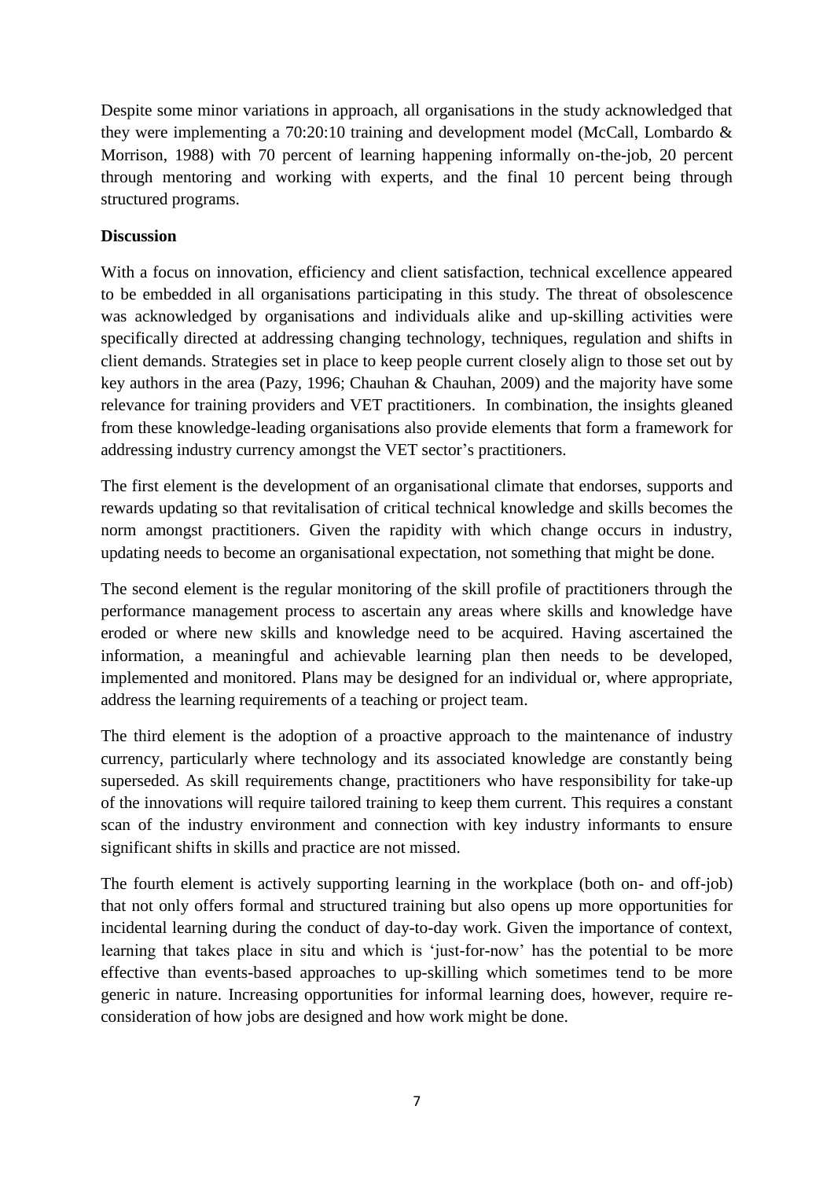Despite some minor variations in approach, all organisations in the study acknowledged that they were implementing a 70:20:10 training and development model (McCall, Lombardo & Morrison, 1988) with 70 percent of learning happening informally on-the-job, 20 percent through mentoring and working with experts, and the final 10 percent being through structured programs.

**Discussion**

With a focus on innovation, efficiency and client satisfaction, technical excellence appeared to be embedded in all organisations participating in this study. The threat of obsolescence was acknowledged by organisations and individuals alike and up-skilling activities were specifically directed at addressing changing technology, techniques, regulation and shifts in client demands. Strategies set in place to keep people current closely align to those set out by key authors in the area (Pazy, 1996; Chauhan & Chauhan, 2009) and the majority have some relevance for training providers and VET practitioners. In combination, the insights gleaned from these knowledge-leading organisations also provide elements that form a framework for addressing industry currency amongst the VET sector's practitioners.

The first element is the development of an organisational climate that endorses, supports and rewards updating so that revitalisation of critical technical knowledge and skills becomes the norm amongst practitioners. Given the rapidity with which change occurs in industry, updating needs to become an organisational expectation, not something that might be done.

The second element is the regular monitoring of the skill profile of practitioners through the performance management process to ascertain any areas where skills and knowledge have eroded or where new skills and knowledge need to be acquired. Having ascertained the information, a meaningful and achievable learning plan then needs to be developed, implemented and monitored. Plans may be designed for an individual or, where appropriate, address the learning requirements of a teaching or project team.

The third element is the adoption of a proactive approach to the maintenance of industry currency, particularly where technology and its associated knowledge are constantly being superseded. As skill requirements change, practitioners who have responsibility for take-up of the innovations will require tailored training to keep them current. This requires a constant scan of the industry environment and connection with key industry informants to ensure significant shifts in skills and practice are not missed.

The fourth element is actively supporting learning in the workplace (both on- and off-job) that not only offers formal and structured training but also opens up more opportunities for incidental learning during the conduct of day-to-day work. Given the importance of context, learning that takes place in situ and which is 'just-for-now' has the potential to be more effective than events-based approaches to up-skilling which sometimes tend to be more generic in nature. Increasing opportunities for informal learning does, however, require re-consideration of how jobs are designed and how work might be done.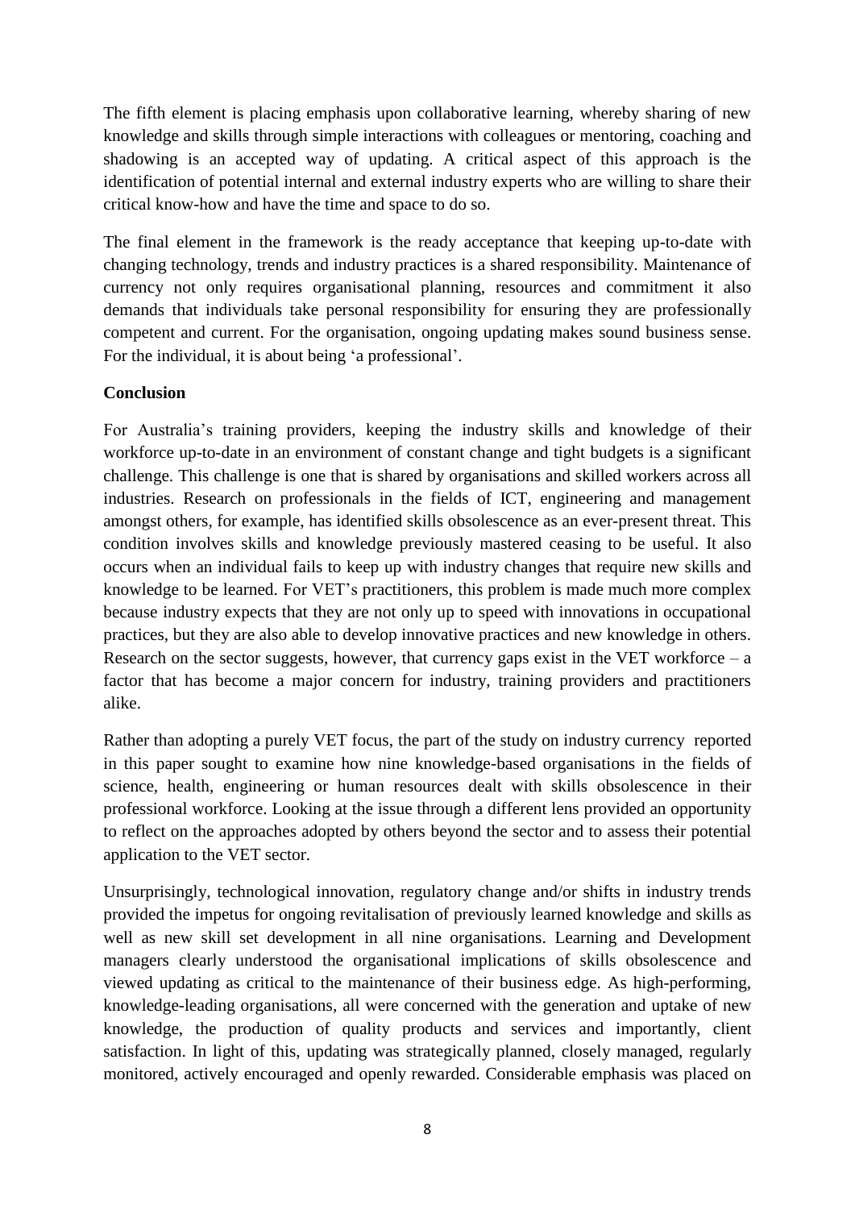The fifth element is placing emphasis upon collaborative learning, whereby sharing of new knowledge and skills through simple interactions with colleagues or mentoring, coaching and shadowing is an accepted way of updating. A critical aspect of this approach is the identification of potential internal and external industry experts who are willing to share their critical know-how and have the time and space to do so.

The final element in the framework is the ready acceptance that keeping up-to-date with changing technology, trends and industry practices is a shared responsibility. Maintenance of currency not only requires organisational planning, resources and commitment it also demands that individuals take personal responsibility for ensuring they are professionally competent and current. For the organisation, ongoing updating makes sound business sense. For the individual, it is about being 'a professional'.

**Conclusion**

For Australia's training providers, keeping the industry skills and knowledge of their workforce up-to-date in an environment of constant change and tight budgets is a significant challenge. This challenge is one that is shared by organisations and skilled workers across all industries. Research on professionals in the fields of ICT, engineering and management amongst others, for example, has identified skills obsolescence as an ever-present threat. This condition involves skills and knowledge previously mastered ceasing to be useful. It also occurs when an individual fails to keep up with industry changes that require new skills and knowledge to be learned. For VET's practitioners, this problem is made much more complex because industry expects that they are not only up to speed with innovations in occupational practices, but they are also able to develop innovative practices and new knowledge in others. Research on the sector suggests, however, that currency gaps exist in the VET workforce – a factor that has become a major concern for industry, training providers and practitioners alike.

Rather than adopting a purely VET focus, the part of the study on industry currency reported in this paper sought to examine how nine knowledge-based organisations in the fields of science, health, engineering or human resources dealt with skills obsolescence in their professional workforce. Looking at the issue through a different lens provided an opportunity to reflect on the approaches adopted by others beyond the sector and to assess their potential application to the VET sector.

Unsurprisingly, technological innovation, regulatory change and/or shifts in industry trends provided the impetus for ongoing revitalisation of previously learned knowledge and skills as well as new skill set development in all nine organisations. Learning and Development managers clearly understood the organisational implications of skills obsolescence and viewed updating as critical to the maintenance of their business edge. As high-performing, knowledge-leading organisations, all were concerned with the generation and uptake of new knowledge, the production of quality products and services and importantly, client satisfaction. In light of this, updating was strategically planned, closely managed, regularly monitored, actively encouraged and openly rewarded. Considerable emphasis was placed on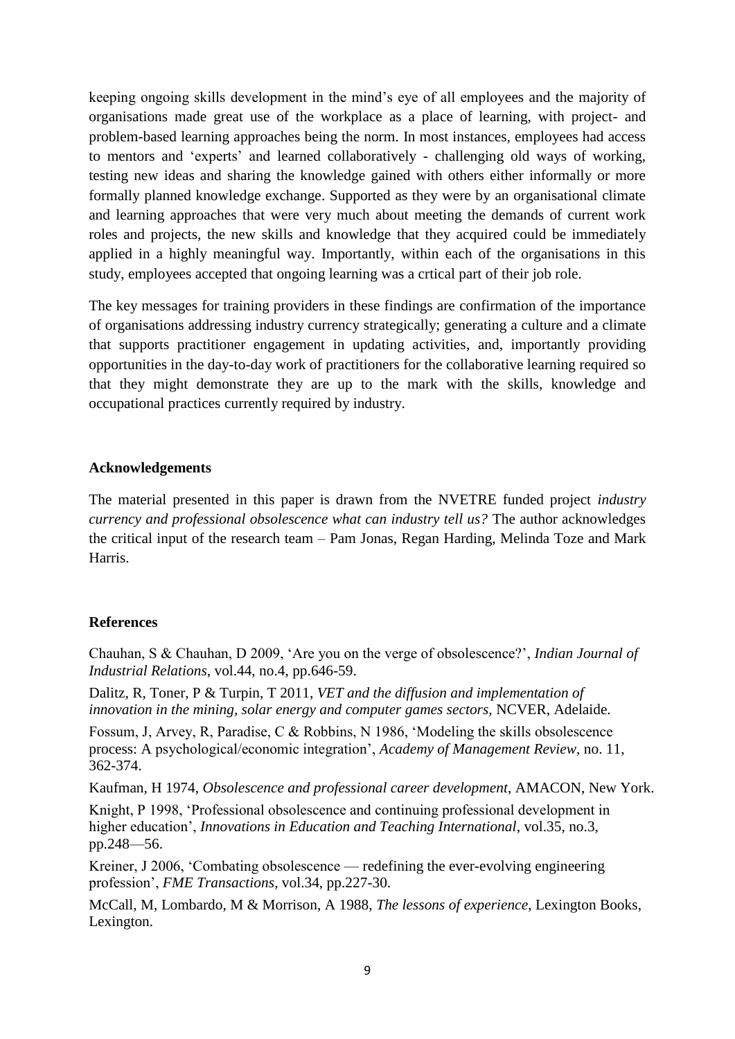keeping ongoing skills development in the mind's eye of all employees and the majority of organisations made great use of the workplace as a place of learning, with project- and problem-based learning approaches being the norm. In most instances, employees had access to mentors and 'experts' and learned collaboratively - challenging old ways of working, testing new ideas and sharing the knowledge gained with others either informally or more formally planned knowledge exchange. Supported as they were by an organisational climate and learning approaches that were very much about meeting the demands of current work roles and projects, the new skills and knowledge that they acquired could be immediately applied in a highly meaningful way. Importantly, within each of the organisations in this study, employees accepted that ongoing learning was a crtical part of their job role.

The key messages for training providers in these findings are confirmation of the importance of organisations addressing industry currency strategically; generating a culture and a climate that supports practitioner engagement in updating activities, and, importantly providing opportunities in the day-to-day work of practitioners for the collaborative learning required so that they might demonstrate they are up to the mark with the skills, knowledge and occupational practices currently required by industry.

**Acknowledgements**

The material presented in this paper is drawn from the NVETRE funded project *industry currency and professional obsolescence what can industry tell us?* The author acknowledges the critical input of the research team – Pam Jonas, Regan Harding, Melinda Toze and Mark Harris.

**References**

Chauhan, S & Chauhan, D 2009, 'Are you on the verge of obsolescence?', *Indian Journal of Industrial Relations*, vol.44, no.4, pp.646-59.

Dalitz, R, Toner, P & Turpin, T 2011, *VET and the diffusion and implementation of innovation in the mining, solar energy and computer games sectors,* NCVER, Adelaide.

Fossum, J, Arvey, R, Paradise, C & Robbins, N 1986, 'Modeling the skills obsolescence process: A psychological/economic integration', *Academy of Management Review*, no. 11, 362-374.

Kaufman, H 1974, *Obsolescence and professional career development*, AMACON, New York.

Knight, P 1998, 'Professional obsolescence and continuing professional development in higher education', *Innovations in Education and Teaching International*, vol.35, no.3, pp.248—56.

Kreiner, J 2006, 'Combating obsolescence — redefining the ever-evolving engineering profession', *FME Transactions*, vol.34, pp.227-30.

McCall, M, Lombardo, M & Morrison, A 1988, *The lessons of experience*, Lexington Books, Lexington.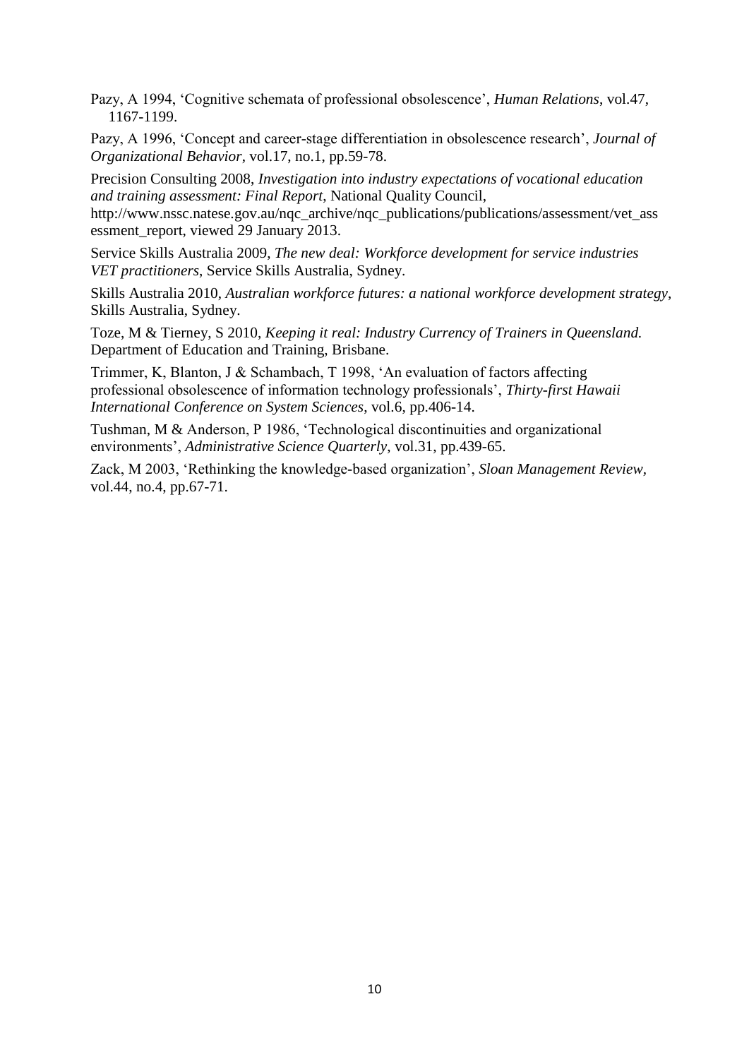Pazy, A 1994, 'Cognitive schemata of professional obsolescence', *Human Relations*, vol.47, 1167-1199.

Pazy, A 1996, 'Concept and career-stage differentiation in obsolescence research', *Journal of Organizational Behavior*, vol.17, no.1, pp.59-78.

Precision Consulting 2008, *Investigation into industry expectations of vocational education and training assessment: Final Report*, National Quality Council, http://www.nssc.natese.gov.au/nqc_archive/nqc_publications/publications/assessment/vet_assessment_report, viewed 29 January 2013.

Service Skills Australia 2009, *The new deal: Workforce development for service industries VET practitioners*, Service Skills Australia, Sydney.

Skills Australia 2010, *Australian workforce futures: a national workforce development strategy*, Skills Australia, Sydney.

Toze, M & Tierney, S 2010, *Keeping it real: Industry Currency of Trainers in Queensland.* Department of Education and Training, Brisbane.

Trimmer, K, Blanton, J & Schambach, T 1998, 'An evaluation of factors affecting professional obsolescence of information technology professionals', *Thirty-first Hawaii International Conference on System Sciences*, vol.6, pp.406-14.

Tushman, M & Anderson, P 1986, 'Technological discontinuities and organizational environments', *Administrative Science Quarterly*, vol.31, pp.439-65.

Zack, M 2003, 'Rethinking the knowledge-based organization', *Sloan Management Review*, vol.44, no.4, pp.67-71.